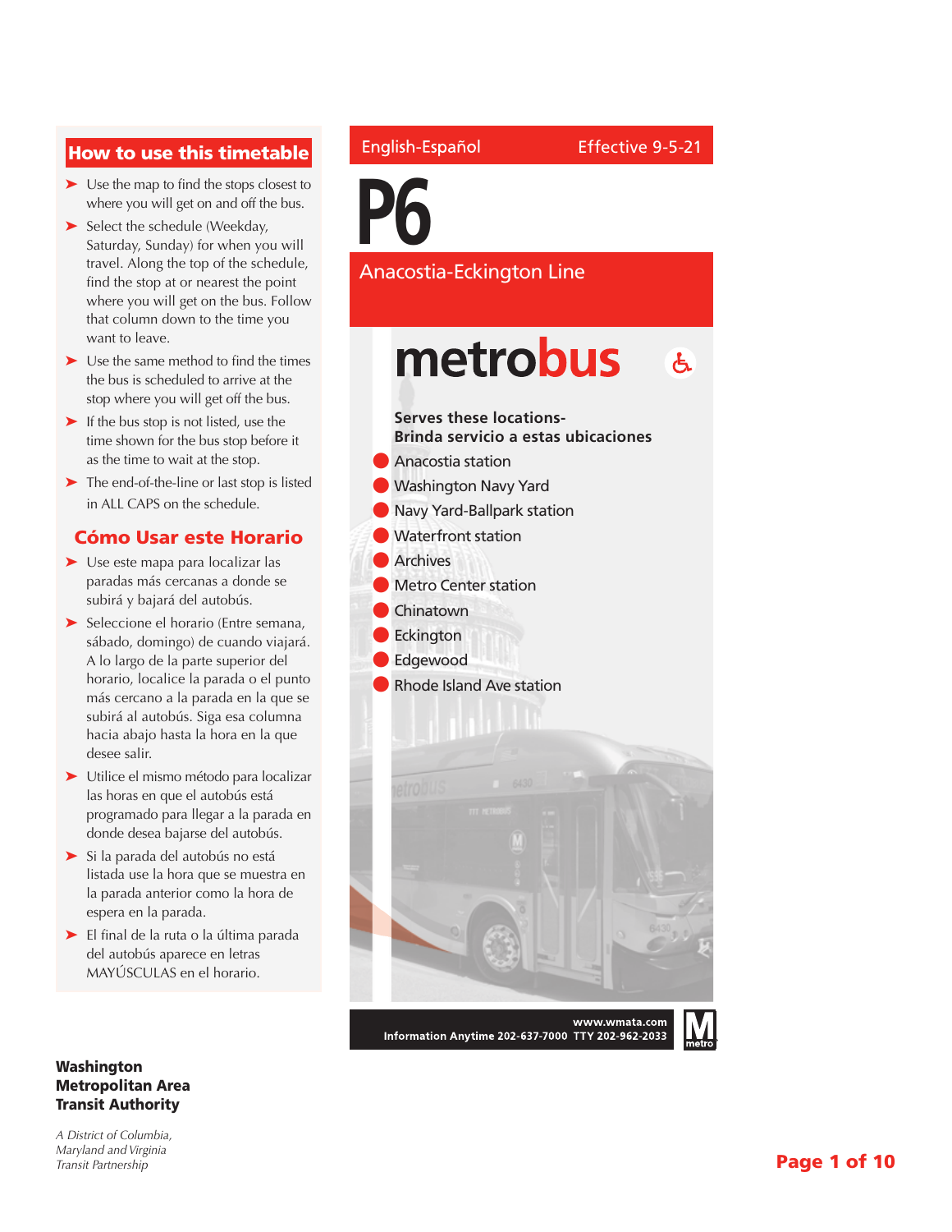English-Español Effective 9-5-21

# P6

## Anacostia-Eckington Line

**metrobus**

**Serves these locations-**
**Brinda servicio a estas ubicaciones**

- Anacostia station
- Washington Navy Yard
- Navy Yard-Ballpark station
- Waterfront station
- Archives
- Metro Center station
- Chinatown
- Eckington
- Edgewood
- Rhode Island Ave station

**www.wmata.com**
**Information Anytime 202-637-7000 TTY 202-962-2033**

## How to use this timetable

- Use the map to find the stops closest to where you will get on and off the bus.
- Select the schedule (Weekday, Saturday, Sunday) for when you will travel. Along the top of the schedule, find the stop at or nearest the point where you will get on the bus. Follow that column down to the time you want to leave.
- Use the same method to find the times the bus is scheduled to arrive at the stop where you will get off the bus.
- If the bus stop is not listed, use the time shown for the bus stop before it as the time to wait at the stop.
- The end-of-the-line or last stop is listed in ALL CAPS on the schedule.

## Cómo Usar este Horario

- Use este mapa para localizar las paradas más cercanas a donde se subirá y bajará del autobús.
- Seleccione el horario (Entre semana, sábado, domingo) de cuando viajará. A lo largo de la parte superior del horario, localice la parada o el punto más cercano a la parada en la que se subirá al autobús. Siga esa columna hacia abajo hasta la hora en la que desee salir.
- Utilice el mismo método para localizar las horas en que el autobús está programado para llegar a la parada en donde desea bajarse del autobús.
- Si la parada del autobús no está listada use la hora que se muestra en la parada anterior como la hora de espera en la parada.
- El final de la ruta o la última parada del autobús aparece en letras MAYÚSCULAS en el horario.

**Washington Metropolitan Area Transit Authority**

*A District of Columbia, Maryland and Virginia Transit Partnership*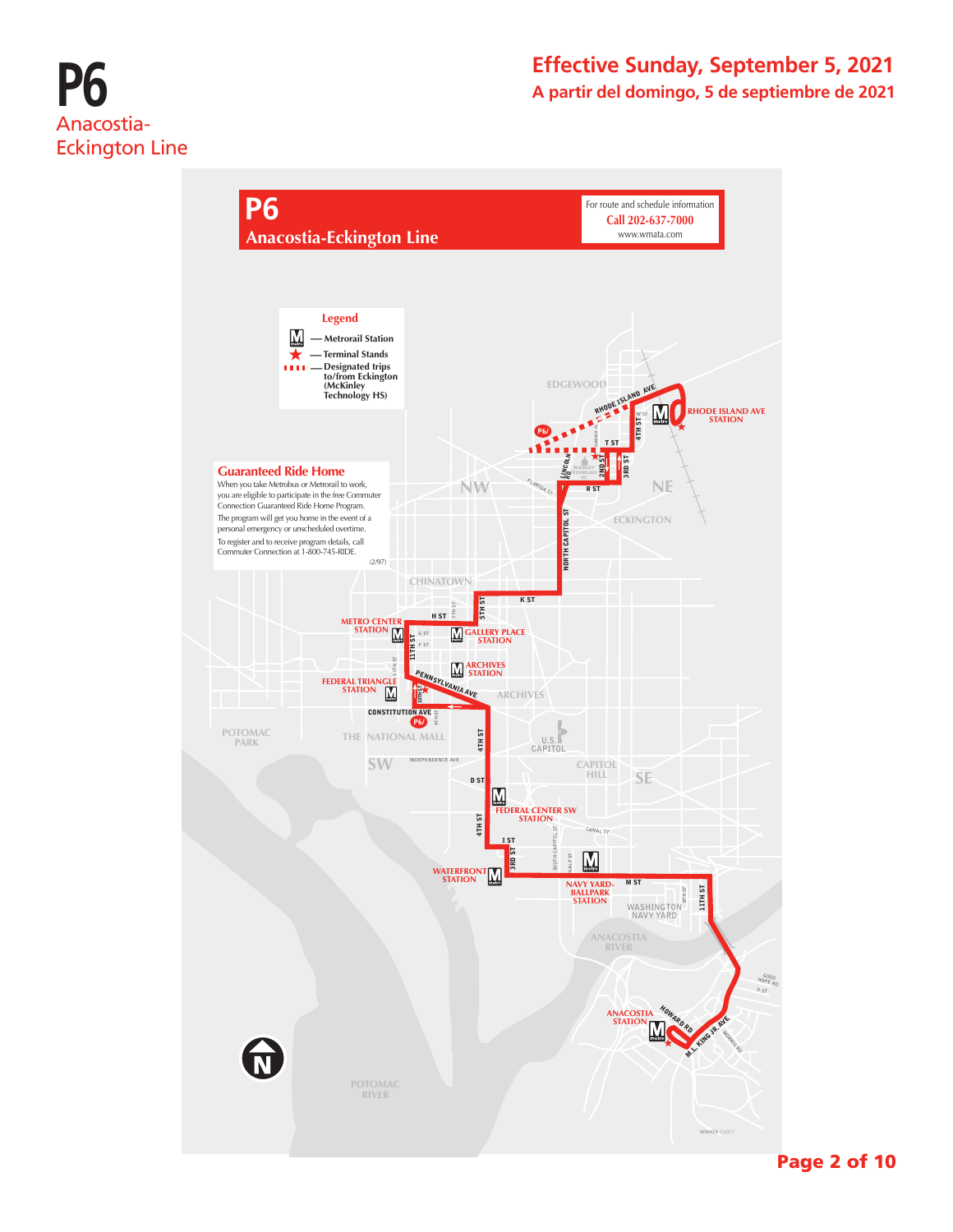# P6

Anacostia-Eckington Line

**Effective Sunday, September 5, 2021**

**A partir del domingo, 5 de septiembre de 2021**

## P6 Anacostia-Eckington Line

For route and schedule information
Call 202-637-7000
www.wmata.com

### Legend

- Metrorail Station
- Terminal Stands
- Designated trips to/from Eckington (McKinley Technology HS)

### Guaranteed Ride Home

When you take Metrobus or Metrorail to work, you are eligible to participate in the free Commuter Connection Guaranteed Ride Home Program.

The program will get you home in the event of a personal emergency or unscheduled overtime.

To register and to receive program details, call Commuter Connection at 1-800-745-RIDE.

(2/97)

RHODE ISLAND AVE STATION · METRO CENTER STATION · GALLERY PLACE STATION · ARCHIVES STATION · FEDERAL TRIANGLE STATION · FEDERAL CENTER SW STATION · WATERFRONT STATION · NAVY YARD-BALLPARK STATION · ANACOSTIA STATION

EDGEWOOD · NW · NE · ECKINGTON · CHINATOWN · ARCHIVES · POTOMAC PARK · THE NATIONAL MALL · SW · U.S. CAPITOL · CAPITOL HILL · SE · WASHINGTON NAVY YARD · ANACOSTIA RIVER · POTOMAC RIVER

RHODE ISLAND AVE · 4TH ST · T ST · 2ND ST · 3RD ST · R ST · LINCOLN RD · FLORIDA AVE · NORTH CAPITOL ST · K ST · 5TH ST · H ST · 11TH ST · PENNSYLVANIA AVE · 10TH ST · CONSTITUTION AVE · 4TH ST · INDEPENDENCE AVE · D ST · I ST · 3RD ST · M ST · 11TH ST · HOWARD RD · M.L. KING JR. AVE · GOOD HOPE RD · U ST

WMATA ©2017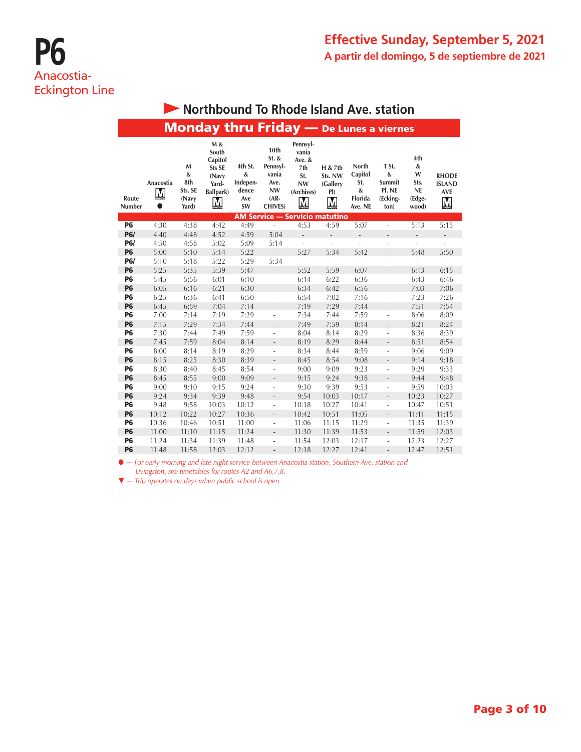# P6

Anacostia-Eckington Line

**Effective Sunday, September 5, 2021**

**A partir del domingo, 5 de septiembre de 2021**

## Northbound To Rhode Island Ave. station

### Monday thru Friday — De Lunes a viernes

| Route Number | Anacostia M ● | M & 8th Sts. SE (Navy Yard) | M & South Capitol Sts SE (Navy Yard-Ballpark) M | 4th St. & Independence Ave SW | 10th St. & Pennsylvania Ave. NW (ARCHIVES) | Pennsylvania Ave. & 7th St. NW (Archives) M | H & 7th Sts. NW (Gallery Pl) M | North Capitol St. & Florida Ave. NE | T St. & Summit Pl. NE (Eckington) | 4th & W Sts. NE (Edgewood) | RHODE ISLAND AVE M |
|---|---|---|---|---|---|---|---|---|---|---|---|
| **AM Service — Servicio matutino** | | | | | | | | | | | |
| P6 | 4:30 | 4:38 | 4:42 | 4:49 | - | 4:53 | 4:59 | 5:07 | - | 5:13 | 5:15 |
| P6/ | 4:40 | 4:48 | 4:52 | 4:59 | 5:04 | - | - | - | - | - | - |
| P6/ | 4:50 | 4:58 | 5:02 | 5:09 | 5:14 | - | - | - | - | - | - |
| P6 | 5:00 | 5:10 | 5:14 | 5:22 | - | 5:27 | 5:34 | 5:42 | - | 5:48 | 5:50 |
| P6/ | 5:10 | 5:18 | 5:22 | 5:29 | 5:34 | - | - | - | - | - | - |
| P6 | 5:25 | 5:35 | 5:39 | 5:47 | - | 5:52 | 5:59 | 6:07 | - | 6:13 | 6:15 |
| P6 | 5:45 | 5:56 | 6:01 | 6:10 | - | 6:14 | 6:22 | 6:36 | - | 6:43 | 6:46 |
| P6 | 6:05 | 6:16 | 6:21 | 6:30 | - | 6:34 | 6:42 | 6:56 | - | 7:03 | 7:06 |
| P6 | 6:25 | 6:36 | 6:41 | 6:50 | - | 6:54 | 7:02 | 7:16 | - | 7:23 | 7:26 |
| P6 | 6:45 | 6:59 | 7:04 | 7:14 | - | 7:19 | 7:29 | 7:44 | - | 7:51 | 7:54 |
| P6 | 7:00 | 7:14 | 7:19 | 7:29 | - | 7:34 | 7:44 | 7:59 | - | 8:06 | 8:09 |
| P6 | 7:15 | 7:29 | 7:34 | 7:44 | - | 7:49 | 7:59 | 8:14 | - | 8:21 | 8:24 |
| P6 | 7:30 | 7:44 | 7:49 | 7:59 | - | 8:04 | 8:14 | 8:29 | - | 8:36 | 8:39 |
| P6 | 7:45 | 7:59 | 8:04 | 8:14 | - | 8:19 | 8:29 | 8:44 | - | 8:51 | 8:54 |
| P6 | 8:00 | 8:14 | 8:19 | 8:29 | - | 8:34 | 8:44 | 8:59 | - | 9:06 | 9:09 |
| P6 | 8:15 | 8:25 | 8:30 | 8:39 | - | 8:45 | 8:54 | 9:08 | - | 9:14 | 9:18 |
| P6 | 8:30 | 8:40 | 8:45 | 8:54 | - | 9:00 | 9:09 | 9:23 | - | 9:29 | 9:33 |
| P6 | 8:45 | 8:55 | 9:00 | 9:09 | - | 9:15 | 9:24 | 9:38 | - | 9:44 | 9:48 |
| P6 | 9:00 | 9:10 | 9:15 | 9:24 | - | 9:30 | 9:39 | 9:53 | - | 9:59 | 10:03 |
| P6 | 9:24 | 9:34 | 9:39 | 9:48 | - | 9:54 | 10:03 | 10:17 | - | 10:23 | 10:27 |
| P6 | 9:48 | 9:58 | 10:03 | 10:12 | - | 10:18 | 10:27 | 10:41 | - | 10:47 | 10:51 |
| P6 | 10:12 | 10:22 | 10:27 | 10:36 | - | 10:42 | 10:51 | 11:05 | - | 11:11 | 11:15 |
| P6 | 10:36 | 10:46 | 10:51 | 11:00 | - | 11:06 | 11:15 | 11:29 | - | 11:35 | 11:39 |
| P6 | 11:00 | 11:10 | 11:15 | 11:24 | - | 11:30 | 11:39 | 11:53 | - | 11:59 | 12:03 |
| P6 | 11:24 | 11:34 | 11:39 | 11:48 | - | 11:54 | 12:03 | 12:17 | - | 12:23 | 12:27 |
| P6 | 11:48 | 11:58 | 12:03 | 12:12 | - | 12:18 | 12:27 | 12:41 | - | 12:47 | 12:51 |

● — *For early morning and late night service between Anacostia station, Southern Ave. station and Livingston, see timetables for routes A2 and A6,7,8.*

▼ — *Trip operates on days when public school is open.*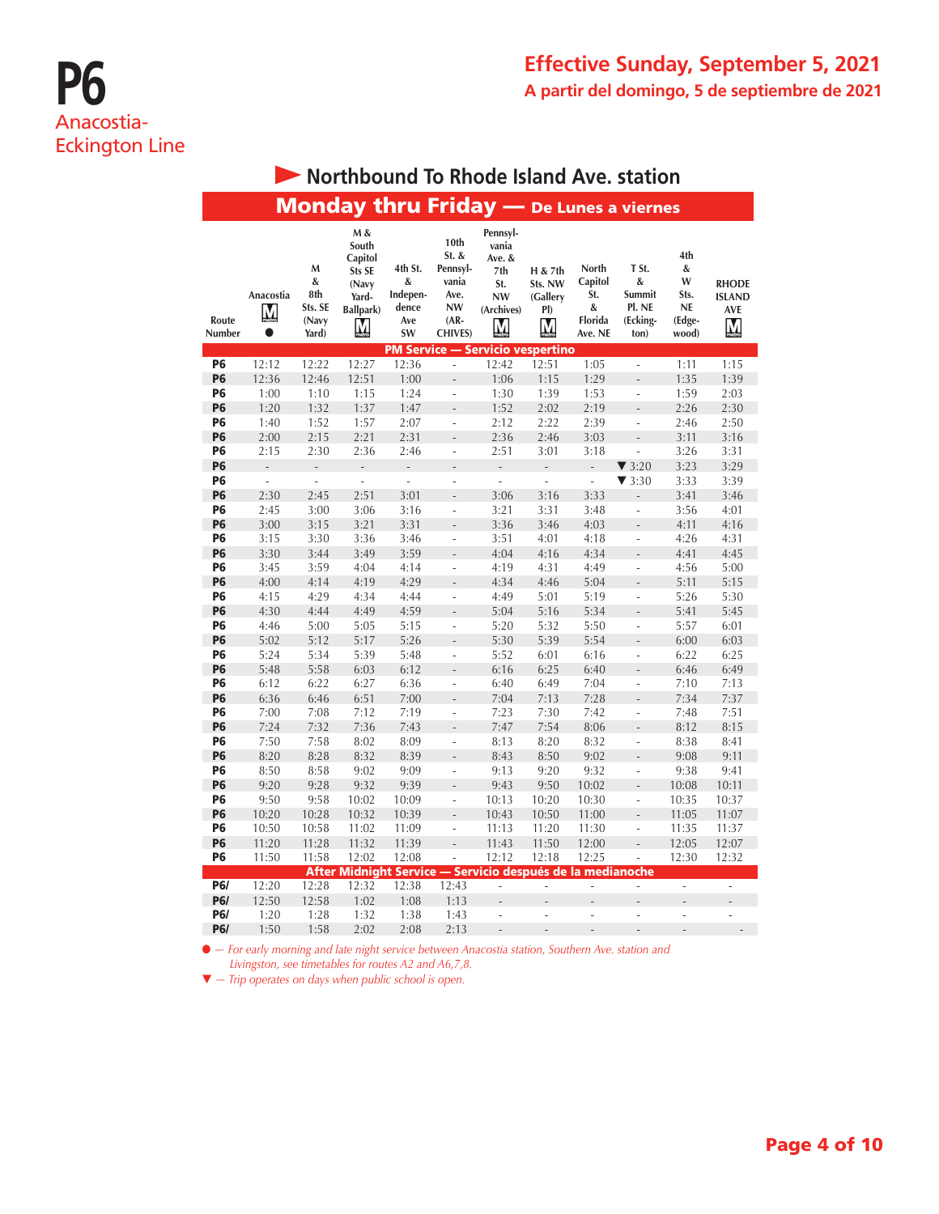# P6
Anacostia-Eckington Line

## Effective Sunday, September 5, 2021
## A partir del domingo, 5 de septiembre de 2021

### Northbound To Rhode Island Ave. station

### Monday thru Friday — De Lunes a viernes

| Route Number | Anacostia M ● | M & 8th Sts. SE (Navy Yard) | M & South Capitol Sts SE (Navy Yard-Ballpark) M | 4th St. & Independence Ave SW | 10th St. & Pennsylvania Ave. NW (ARCHIVES) | Pennsylvania Ave. & 7th St. NW (Archives) M | H & 7th Sts. NW (Gallery Pl) M | North Capitol St. & Florida Ave. NE | T St. & Summit Pl. NE (Eckington) | 4th & W Sts. NE (Edgewood) | RHODE ISLAND AVE M |
|---|---|---|---|---|---|---|---|---|---|---|---|
| **PM Service — Servicio vespertino** | | | | | | | | | | | |
| P6 | 12:12 | 12:22 | 12:27 | 12:36 | - | 12:42 | 12:51 | 1:05 | - | 1:11 | 1:15 |
| P6 | 12:36 | 12:46 | 12:51 | 1:00 | - | 1:06 | 1:15 | 1:29 | - | 1:35 | 1:39 |
| P6 | 1:00 | 1:10 | 1:15 | 1:24 | - | 1:30 | 1:39 | 1:53 | - | 1:59 | 2:03 |
| P6 | 1:20 | 1:32 | 1:37 | 1:47 | - | 1:52 | 2:02 | 2:19 | - | 2:26 | 2:30 |
| P6 | 1:40 | 1:52 | 1:57 | 2:07 | - | 2:12 | 2:22 | 2:39 | - | 2:46 | 2:50 |
| P6 | 2:00 | 2:15 | 2:21 | 2:31 | - | 2:36 | 2:46 | 3:03 | - | 3:11 | 3:16 |
| P6 | 2:15 | 2:30 | 2:36 | 2:46 | - | 2:51 | 3:01 | 3:18 | - | 3:26 | 3:31 |
| P6 | - | - | - | - | - | - | - | - | ▼3:20 | 3:23 | 3:29 |
| P6 | - | - | - | - | - | - | - | - | ▼3:30 | 3:33 | 3:39 |
| P6 | 2:30 | 2:45 | 2:51 | 3:01 | - | 3:06 | 3:16 | 3:33 | - | 3:41 | 3:46 |
| P6 | 2:45 | 3:00 | 3:06 | 3:16 | - | 3:21 | 3:31 | 3:48 | - | 3:56 | 4:01 |
| P6 | 3:00 | 3:15 | 3:21 | 3:31 | - | 3:36 | 3:46 | 4:03 | - | 4:11 | 4:16 |
| P6 | 3:15 | 3:30 | 3:36 | 3:46 | - | 3:51 | 4:01 | 4:18 | - | 4:26 | 4:31 |
| P6 | 3:30 | 3:44 | 3:49 | 3:59 | - | 4:04 | 4:16 | 4:34 | - | 4:41 | 4:45 |
| P6 | 3:45 | 3:59 | 4:04 | 4:14 | - | 4:19 | 4:31 | 4:49 | - | 4:56 | 5:00 |
| P6 | 4:00 | 4:14 | 4:19 | 4:29 | - | 4:34 | 4:46 | 5:04 | - | 5:11 | 5:15 |
| P6 | 4:15 | 4:29 | 4:34 | 4:44 | - | 4:49 | 5:01 | 5:19 | - | 5:26 | 5:30 |
| P6 | 4:30 | 4:44 | 4:49 | 4:59 | - | 5:04 | 5:16 | 5:34 | - | 5:41 | 5:45 |
| P6 | 4:46 | 5:00 | 5:05 | 5:15 | - | 5:20 | 5:32 | 5:50 | - | 5:57 | 6:01 |
| P6 | 5:02 | 5:12 | 5:17 | 5:26 | - | 5:30 | 5:39 | 5:54 | - | 6:00 | 6:03 |
| P6 | 5:24 | 5:34 | 5:39 | 5:48 | - | 5:52 | 6:01 | 6:16 | - | 6:22 | 6:25 |
| P6 | 5:48 | 5:58 | 6:03 | 6:12 | - | 6:16 | 6:25 | 6:40 | - | 6:46 | 6:49 |
| P6 | 6:12 | 6:22 | 6:27 | 6:36 | - | 6:40 | 6:49 | 7:04 | - | 7:10 | 7:13 |
| P6 | 6:36 | 6:46 | 6:51 | 7:00 | - | 7:04 | 7:13 | 7:28 | - | 7:34 | 7:37 |
| P6 | 7:00 | 7:08 | 7:12 | 7:19 | - | 7:23 | 7:30 | 7:42 | - | 7:48 | 7:51 |
| P6 | 7:24 | 7:32 | 7:36 | 7:43 | - | 7:47 | 7:54 | 8:06 | - | 8:12 | 8:15 |
| P6 | 7:50 | 7:58 | 8:02 | 8:09 | - | 8:13 | 8:20 | 8:32 | - | 8:38 | 8:41 |
| P6 | 8:20 | 8:28 | 8:32 | 8:39 | - | 8:43 | 8:50 | 9:02 | - | 9:08 | 9:11 |
| P6 | 8:50 | 8:58 | 9:02 | 9:09 | - | 9:13 | 9:20 | 9:32 | - | 9:38 | 9:41 |
| P6 | 9:20 | 9:28 | 9:32 | 9:39 | - | 9:43 | 9:50 | 10:02 | - | 10:08 | 10:11 |
| P6 | 9:50 | 9:58 | 10:02 | 10:09 | - | 10:13 | 10:20 | 10:30 | - | 10:35 | 10:37 |
| P6 | 10:20 | 10:28 | 10:32 | 10:39 | - | 10:43 | 10:50 | 11:00 | - | 11:05 | 11:07 |
| P6 | 10:50 | 10:58 | 11:02 | 11:09 | - | 11:13 | 11:20 | 11:30 | - | 11:35 | 11:37 |
| P6 | 11:20 | 11:28 | 11:32 | 11:39 | - | 11:43 | 11:50 | 12:00 | - | 12:05 | 12:07 |
| P6 | 11:50 | 11:58 | 12:02 | 12:08 | - | 12:12 | 12:18 | 12:25 | - | 12:30 | 12:32 |
| **After Midnight Service — Servicio después de la medianoche** | | | | | | | | | | | |
| P6/ | 12:20 | 12:28 | 12:32 | 12:38 | 12:43 | - | - | - | - | - | - |
| P6/ | 12:50 | 12:58 | 1:02 | 1:08 | 1:13 | - | - | - | - | - | - |
| P6/ | 1:20 | 1:28 | 1:32 | 1:38 | 1:43 | - | - | - | - | - | - |
| P6/ | 1:50 | 1:58 | 2:02 | 2:08 | 2:13 | - | - | - | - | - | - |

● — *For early morning and late night service between Anacostia station, Southern Ave. station and Livingston, see timetables for routes A2 and A6,7,8.*

▼ — *Trip operates on days when public school is open.*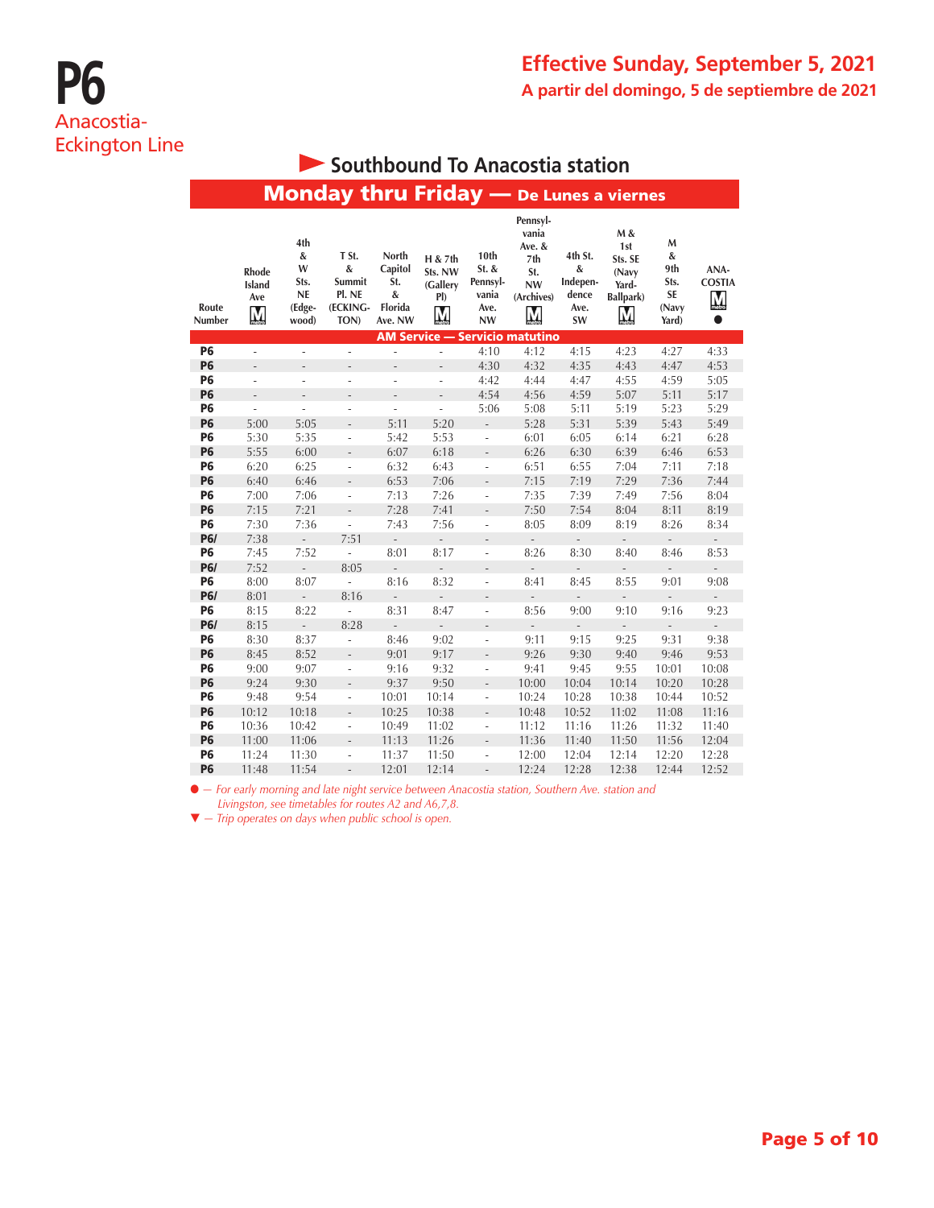# P6
## Anacostia-Eckington Line

**Effective Sunday, September 5, 2021**
**A partir del domingo, 5 de septiembre de 2021**

### Southbound To Anacostia station

### Monday thru Friday — De Lunes a viernes

| Route Number | Rhode Island Ave (Metro) | 4th & W Sts. NE (Edgewood) | T St. & Summit Pl. NE (ECKINGTON) | North Capitol St. & Florida Ave. NW | H & 7th Sts. NW (Gallery Pl) (Metro) | 10th St. & Pennsylvania Ave. NW | Pennsylvania Ave. & 7th St. NW (Archives) (Metro) | 4th St. & Independence Ave. SW | M & 1st Sts. SE (Navy Yard-Ballpark) (Metro) | M & 9th Sts. SE (Navy Yard) | ANACOSTIA (Metro) ● |
|---|---|---|---|---|---|---|---|---|---|---|---|
| **AM Service — Servicio matutino** | | | | | | | | | | | |
| P6 | - | - | - | - | - | 4:10 | 4:12 | 4:15 | 4:23 | 4:27 | 4:33 |
| P6 | - | - | - | - | - | 4:30 | 4:32 | 4:35 | 4:43 | 4:47 | 4:53 |
| P6 | - | - | - | - | - | 4:42 | 4:44 | 4:47 | 4:55 | 4:59 | 5:05 |
| P6 | - | - | - | - | - | 4:54 | 4:56 | 4:59 | 5:07 | 5:11 | 5:17 |
| P6 | - | - | - | - | - | 5:06 | 5:08 | 5:11 | 5:19 | 5:23 | 5:29 |
| P6 | 5:00 | 5:05 | - | 5:11 | 5:20 | - | 5:28 | 5:31 | 5:39 | 5:43 | 5:49 |
| P6 | 5:30 | 5:35 | - | 5:42 | 5:53 | - | 6:01 | 6:05 | 6:14 | 6:21 | 6:28 |
| P6 | 5:55 | 6:00 | - | 6:07 | 6:18 | - | 6:26 | 6:30 | 6:39 | 6:46 | 6:53 |
| P6 | 6:20 | 6:25 | - | 6:32 | 6:43 | - | 6:51 | 6:55 | 7:04 | 7:11 | 7:18 |
| P6 | 6:40 | 6:46 | - | 6:53 | 7:06 | - | 7:15 | 7:19 | 7:29 | 7:36 | 7:44 |
| P6 | 7:00 | 7:06 | - | 7:13 | 7:26 | - | 7:35 | 7:39 | 7:49 | 7:56 | 8:04 |
| P6 | 7:15 | 7:21 | - | 7:28 | 7:41 | - | 7:50 | 7:54 | 8:04 | 8:11 | 8:19 |
| P6 | 7:30 | 7:36 | - | 7:43 | 7:56 | - | 8:05 | 8:09 | 8:19 | 8:26 | 8:34 |
| P6▼ | 7:38 | - | 7:51 | - | - | - | - | - | - | - | - |
| P6 | 7:45 | 7:52 | - | 8:01 | 8:17 | - | 8:26 | 8:30 | 8:40 | 8:46 | 8:53 |
| P6▼ | 7:52 | - | 8:05 | - | - | - | - | - | - | - | - |
| P6 | 8:00 | 8:07 | - | 8:16 | 8:32 | - | 8:41 | 8:45 | 8:55 | 9:01 | 9:08 |
| P6▼ | 8:01 | - | 8:16 | - | - | - | - | - | - | - | - |
| P6 | 8:15 | 8:22 | - | 8:31 | 8:47 | - | 8:56 | 9:00 | 9:10 | 9:16 | 9:23 |
| P6▼ | 8:15 | - | 8:28 | - | - | - | - | - | - | - | - |
| P6 | 8:30 | 8:37 | - | 8:46 | 9:02 | - | 9:11 | 9:15 | 9:25 | 9:31 | 9:38 |
| P6 | 8:45 | 8:52 | - | 9:01 | 9:17 | - | 9:26 | 9:30 | 9:40 | 9:46 | 9:53 |
| P6 | 9:00 | 9:07 | - | 9:16 | 9:32 | - | 9:41 | 9:45 | 9:55 | 10:01 | 10:08 |
| P6 | 9:24 | 9:30 | - | 9:37 | 9:50 | - | 10:00 | 10:04 | 10:14 | 10:20 | 10:28 |
| P6 | 9:48 | 9:54 | - | 10:01 | 10:14 | - | 10:24 | 10:28 | 10:38 | 10:44 | 10:52 |
| P6 | 10:12 | 10:18 | - | 10:25 | 10:38 | - | 10:48 | 10:52 | 11:02 | 11:08 | 11:16 |
| P6 | 10:36 | 10:42 | - | 10:49 | 11:02 | - | 11:12 | 11:16 | 11:26 | 11:32 | 11:40 |
| P6 | 11:00 | 11:06 | - | 11:13 | 11:26 | - | 11:36 | 11:40 | 11:50 | 11:56 | 12:04 |
| P6 | 11:24 | 11:30 | - | 11:37 | 11:50 | - | 12:00 | 12:04 | 12:14 | 12:20 | 12:28 |
| P6 | 11:48 | 11:54 | - | 12:01 | 12:14 | - | 12:24 | 12:28 | 12:38 | 12:44 | 12:52 |

● — *For early morning and late night service between Anacostia station, Southern Ave. station and Livingston, see timetables for routes A2 and A6,7,8.*

▼ — *Trip operates on days when public school is open.*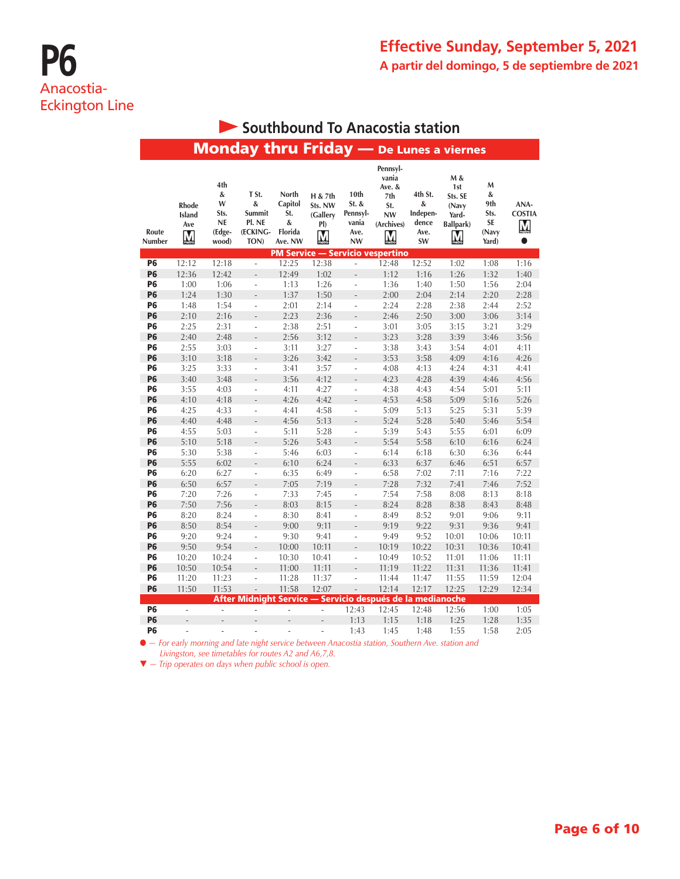# P6
Anacostia-Eckington Line

**Effective Sunday, September 5, 2021**
**A partir del domingo, 5 de septiembre de 2021**

## Southbound To Anacostia station

### Monday thru Friday — De Lunes a viernes

| Route Number | Rhode Island Ave M | 4th & W Sts. NE (Edgewood) | T St. & Summit Pl. NE (ECKINGTON) | North Capitol St. & Florida Ave. NW | H & 7th Sts. NW (Gallery Pl) M | 10th St. & Pennsylvania Ave. NW | Pennsylvania Ave. & 7th St. NW (Archives) M | 4th St. & Independence Ave. SW | M & 1st Sts. SE (Navy Yard-Ballpark) M | M & 9th Sts. SE (Navy Yard) | ANACOSTIA M ● |
|---|---|---|---|---|---|---|---|---|---|---|---|
| **PM Service — Servicio vespertino** | | | | | | | | | | | |
| P6 | 12:12 | 12:18 | - | 12:25 | 12:38 | - | 12:48 | 12:52 | 1:02 | 1:08 | 1:16 |
| P6 | 12:36 | 12:42 | - | 12:49 | 1:02 | - | 1:12 | 1:16 | 1:26 | 1:32 | 1:40 |
| P6 | 1:00 | 1:06 | - | 1:13 | 1:26 | - | 1:36 | 1:40 | 1:50 | 1:56 | 2:04 |
| P6 | 1:24 | 1:30 | - | 1:37 | 1:50 | - | 2:00 | 2:04 | 2:14 | 2:20 | 2:28 |
| P6 | 1:48 | 1:54 | - | 2:01 | 2:14 | - | 2:24 | 2:28 | 2:38 | 2:44 | 2:52 |
| P6 | 2:10 | 2:16 | - | 2:23 | 2:36 | - | 2:46 | 2:50 | 3:00 | 3:06 | 3:14 |
| P6 | 2:25 | 2:31 | - | 2:38 | 2:51 | - | 3:01 | 3:05 | 3:15 | 3:21 | 3:29 |
| P6 | 2:40 | 2:48 | - | 2:56 | 3:12 | - | 3:23 | 3:28 | 3:39 | 3:46 | 3:56 |
| P6 | 2:55 | 3:03 | - | 3:11 | 3:27 | - | 3:38 | 3:43 | 3:54 | 4:01 | 4:11 |
| P6 | 3:10 | 3:18 | - | 3:26 | 3:42 | - | 3:53 | 3:58 | 4:09 | 4:16 | 4:26 |
| P6 | 3:25 | 3:33 | - | 3:41 | 3:57 | - | 4:08 | 4:13 | 4:24 | 4:31 | 4:41 |
| P6 | 3:40 | 3:48 | - | 3:56 | 4:12 | - | 4:23 | 4:28 | 4:39 | 4:46 | 4:56 |
| P6 | 3:55 | 4:03 | - | 4:11 | 4:27 | - | 4:38 | 4:43 | 4:54 | 5:01 | 5:11 |
| P6 | 4:10 | 4:18 | - | 4:26 | 4:42 | - | 4:53 | 4:58 | 5:09 | 5:16 | 5:26 |
| P6 | 4:25 | 4:33 | - | 4:41 | 4:58 | - | 5:09 | 5:13 | 5:25 | 5:31 | 5:39 |
| P6 | 4:40 | 4:48 | - | 4:56 | 5:13 | - | 5:24 | 5:28 | 5:40 | 5:46 | 5:54 |
| P6 | 4:55 | 5:03 | - | 5:11 | 5:28 | - | 5:39 | 5:43 | 5:55 | 6:01 | 6:09 |
| P6 | 5:10 | 5:18 | - | 5:26 | 5:43 | - | 5:54 | 5:58 | 6:10 | 6:16 | 6:24 |
| P6 | 5:30 | 5:38 | - | 5:46 | 6:03 | - | 6:14 | 6:18 | 6:30 | 6:36 | 6:44 |
| P6 | 5:55 | 6:02 | - | 6:10 | 6:24 | - | 6:33 | 6:37 | 6:46 | 6:51 | 6:57 |
| P6 | 6:20 | 6:27 | - | 6:35 | 6:49 | - | 6:58 | 7:02 | 7:11 | 7:16 | 7:22 |
| P6 | 6:50 | 6:57 | - | 7:05 | 7:19 | - | 7:28 | 7:32 | 7:41 | 7:46 | 7:52 |
| P6 | 7:20 | 7:26 | - | 7:33 | 7:45 | - | 7:54 | 7:58 | 8:08 | 8:13 | 8:18 |
| P6 | 7:50 | 7:56 | - | 8:03 | 8:15 | - | 8:24 | 8:28 | 8:38 | 8:43 | 8:48 |
| P6 | 8:20 | 8:24 | - | 8:30 | 8:41 | - | 8:49 | 8:52 | 9:01 | 9:06 | 9:11 |
| P6 | 8:50 | 8:54 | - | 9:00 | 9:11 | - | 9:19 | 9:22 | 9:31 | 9:36 | 9:41 |
| P6 | 9:20 | 9:24 | - | 9:30 | 9:41 | - | 9:49 | 9:52 | 10:01 | 10:06 | 10:11 |
| P6 | 9:50 | 9:54 | - | 10:00 | 10:11 | - | 10:19 | 10:22 | 10:31 | 10:36 | 10:41 |
| P6 | 10:20 | 10:24 | - | 10:30 | 10:41 | - | 10:49 | 10:52 | 11:01 | 11:06 | 11:11 |
| P6 | 10:50 | 10:54 | - | 11:00 | 11:11 | - | 11:19 | 11:22 | 11:31 | 11:36 | 11:41 |
| P6 | 11:20 | 11:23 | - | 11:28 | 11:37 | - | 11:44 | 11:47 | 11:55 | 11:59 | 12:04 |
| P6 | 11:50 | 11:53 | - | 11:58 | 12:07 | - | 12:14 | 12:17 | 12:25 | 12:29 | 12:34 |
| **After Midnight Service — Servicio después de la medianoche** | | | | | | | | | | | |
| P6 | - | - | - | - | - | 12:43 | 12:45 | 12:48 | 12:56 | 1:00 | 1:05 |
| P6 | - | - | - | - | - | 1:13 | 1:15 | 1:18 | 1:25 | 1:28 | 1:35 |
| P6 | - | - | - | - | - | 1:43 | 1:45 | 1:48 | 1:55 | 1:58 | 2:05 |

● — *For early morning and late night service between Anacostia station, Southern Ave. station and Livingston, see timetables for routes A2 and A6,7,8.*

▼ — *Trip operates on days when public school is open.*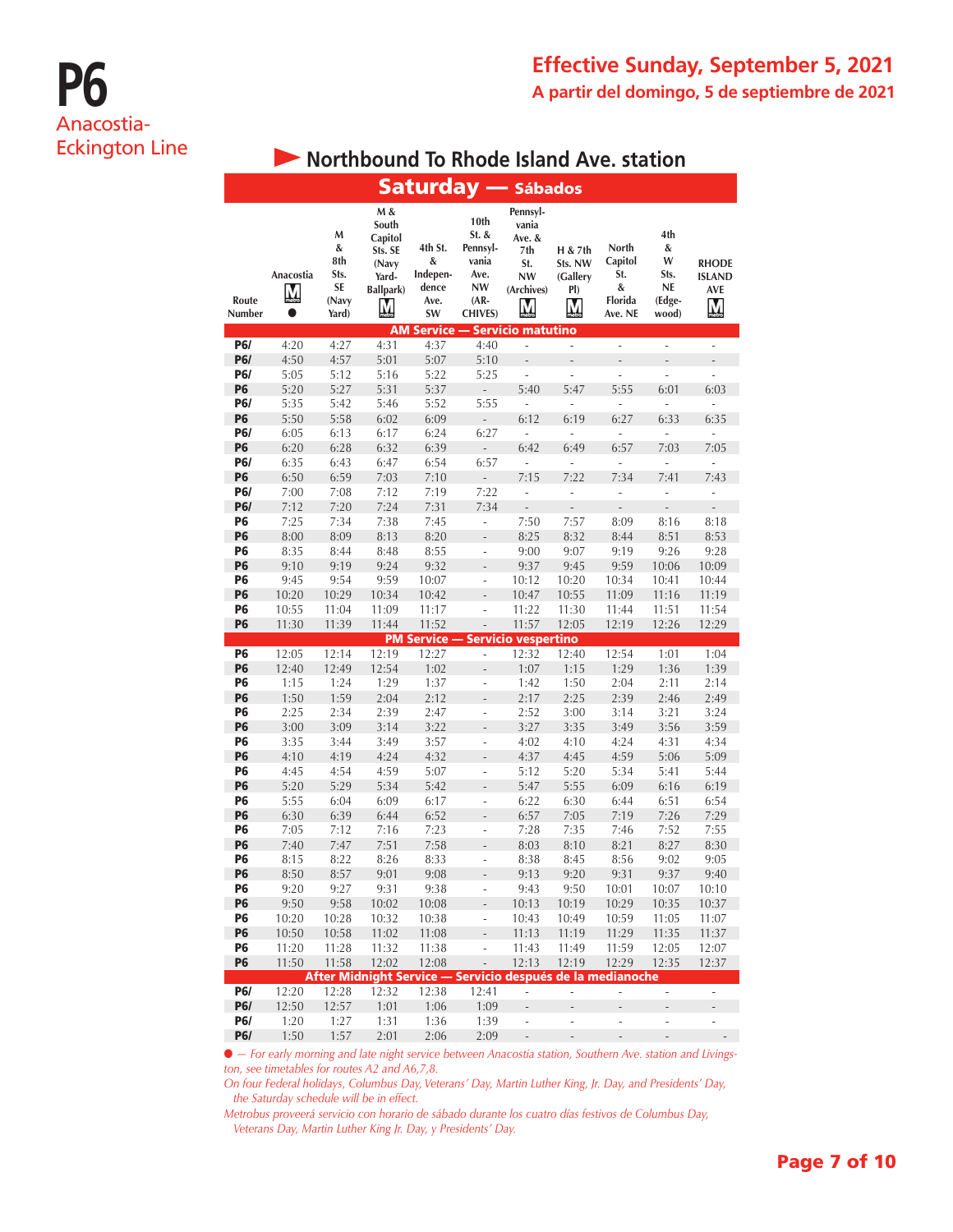# P6

Anacostia-Eckington Line

## Effective Sunday, September 5, 2021

A partir del domingo, 5 de septiembre de 2021

### Northbound To Rhode Island Ave. station

### Saturday — Sábados

| Route Number | Anacostia M ● | M & 8th Sts. SE (Navy Yard) | M & South Capitol Sts. SE (Navy Yard-Ballpark) M | 4th St. & Independence Ave. SW | 10th St. & Pennsylvania Ave. NW (ARCHIVES) | Pennsylvania Ave. & 7th St. NW (Archives) M | H & 7th Sts. NW (Gallery Pl) M | North Capitol St. & Florida Ave. NE | 4th & W Sts. NE (Edgewood) | RHODE ISLAND AVE M |
|---|---|---|---|---|---|---|---|---|---|---|
| **AM Service — Servicio matutino** | | | | | | | | | | |
| P6/ | 4:20 | 4:27 | 4:31 | 4:37 | 4:40 | - | - | - | - | - |
| P6/ | 4:50 | 4:57 | 5:01 | 5:07 | 5:10 | - | - | - | - | - |
| P6/ | 5:05 | 5:12 | 5:16 | 5:22 | 5:25 | - | - | - | - | - |
| P6 | 5:20 | 5:27 | 5:31 | 5:37 | - | 5:40 | 5:47 | 5:55 | 6:01 | 6:03 |
| P6/ | 5:35 | 5:42 | 5:46 | 5:52 | 5:55 | - | - | - | - | - |
| P6 | 5:50 | 5:58 | 6:02 | 6:09 | - | 6:12 | 6:19 | 6:27 | 6:33 | 6:35 |
| P6/ | 6:05 | 6:13 | 6:17 | 6:24 | 6:27 | - | - | - | - | - |
| P6 | 6:20 | 6:28 | 6:32 | 6:39 | - | 6:42 | 6:49 | 6:57 | 7:03 | 7:05 |
| P6/ | 6:35 | 6:43 | 6:47 | 6:54 | 6:57 | - | - | - | - | - |
| P6 | 6:50 | 6:59 | 7:03 | 7:10 | - | 7:15 | 7:22 | 7:34 | 7:41 | 7:43 |
| P6/ | 7:00 | 7:08 | 7:12 | 7:19 | 7:22 | - | - | - | - | - |
| P6/ | 7:12 | 7:20 | 7:24 | 7:31 | 7:34 | - | - | - | - | - |
| P6 | 7:25 | 7:34 | 7:38 | 7:45 | - | 7:50 | 7:57 | 8:09 | 8:16 | 8:18 |
| P6 | 8:00 | 8:09 | 8:13 | 8:20 | - | 8:25 | 8:32 | 8:44 | 8:51 | 8:53 |
| P6 | 8:35 | 8:44 | 8:48 | 8:55 | - | 9:00 | 9:07 | 9:19 | 9:26 | 9:28 |
| P6 | 9:10 | 9:19 | 9:24 | 9:32 | - | 9:37 | 9:45 | 9:59 | 10:06 | 10:09 |
| P6 | 9:45 | 9:54 | 9:59 | 10:07 | - | 10:12 | 10:20 | 10:34 | 10:41 | 10:44 |
| P6 | 10:20 | 10:29 | 10:34 | 10:42 | - | 10:47 | 10:55 | 11:09 | 11:16 | 11:19 |
| P6 | 10:55 | 11:04 | 11:09 | 11:17 | - | 11:22 | 11:30 | 11:44 | 11:51 | 11:54 |
| P6 | 11:30 | 11:39 | 11:44 | 11:52 | - | 11:57 | 12:05 | 12:19 | 12:26 | 12:29 |
| **PM Service — Servicio vespertino** | | | | | | | | | | |
| P6 | 12:05 | 12:14 | 12:19 | 12:27 | - | 12:32 | 12:40 | 12:54 | 1:01 | 1:04 |
| P6 | 12:40 | 12:49 | 12:54 | 1:02 | - | 1:07 | 1:15 | 1:29 | 1:36 | 1:39 |
| P6 | 1:15 | 1:24 | 1:29 | 1:37 | - | 1:42 | 1:50 | 2:04 | 2:11 | 2:14 |
| P6 | 1:50 | 1:59 | 2:04 | 2:12 | - | 2:17 | 2:25 | 2:39 | 2:46 | 2:49 |
| P6 | 2:25 | 2:34 | 2:39 | 2:47 | - | 2:52 | 3:00 | 3:14 | 3:21 | 3:24 |
| P6 | 3:00 | 3:09 | 3:14 | 3:22 | - | 3:27 | 3:35 | 3:49 | 3:56 | 3:59 |
| P6 | 3:35 | 3:44 | 3:49 | 3:57 | - | 4:02 | 4:10 | 4:24 | 4:31 | 4:34 |
| P6 | 4:10 | 4:19 | 4:24 | 4:32 | - | 4:37 | 4:45 | 4:59 | 5:06 | 5:09 |
| P6 | 4:45 | 4:54 | 4:59 | 5:07 | - | 5:12 | 5:20 | 5:34 | 5:41 | 5:44 |
| P6 | 5:20 | 5:29 | 5:34 | 5:42 | - | 5:47 | 5:55 | 6:09 | 6:16 | 6:19 |
| P6 | 5:55 | 6:04 | 6:09 | 6:17 | - | 6:22 | 6:30 | 6:44 | 6:51 | 6:54 |
| P6 | 6:30 | 6:39 | 6:44 | 6:52 | - | 6:57 | 7:05 | 7:19 | 7:26 | 7:29 |
| P6 | 7:05 | 7:12 | 7:16 | 7:23 | - | 7:28 | 7:35 | 7:46 | 7:52 | 7:55 |
| P6 | 7:40 | 7:47 | 7:51 | 7:58 | - | 8:03 | 8:10 | 8:21 | 8:27 | 8:30 |
| P6 | 8:15 | 8:22 | 8:26 | 8:33 | - | 8:38 | 8:45 | 8:56 | 9:02 | 9:05 |
| P6 | 8:50 | 8:57 | 9:01 | 9:08 | - | 9:13 | 9:20 | 9:31 | 9:37 | 9:40 |
| P6 | 9:20 | 9:27 | 9:31 | 9:38 | - | 9:43 | 9:50 | 10:01 | 10:07 | 10:10 |
| P6 | 9:50 | 9:58 | 10:02 | 10:08 | - | 10:13 | 10:19 | 10:29 | 10:35 | 10:37 |
| P6 | 10:20 | 10:28 | 10:32 | 10:38 | - | 10:43 | 10:49 | 10:59 | 11:05 | 11:07 |
| P6 | 10:50 | 10:58 | 11:02 | 11:08 | - | 11:13 | 11:19 | 11:29 | 11:35 | 11:37 |
| P6 | 11:20 | 11:28 | 11:32 | 11:38 | - | 11:43 | 11:49 | 11:59 | 12:05 | 12:07 |
| P6 | 11:50 | 11:58 | 12:02 | 12:08 | - | 12:13 | 12:19 | 12:29 | 12:35 | 12:37 |
| **After Midnight Service — Servicio después de la medianoche** | | | | | | | | | | |
| P6/ | 12:20 | 12:28 | 12:32 | 12:38 | 12:41 | - | - | - | - | - |
| P6/ | 12:50 | 12:57 | 1:01 | 1:06 | 1:09 | - | - | - | - | - |
| P6/ | 1:20 | 1:27 | 1:31 | 1:36 | 1:39 | - | - | - | - | - |
| P6/ | 1:50 | 1:57 | 2:01 | 2:06 | 2:09 | - | - | - | - | - |

*● — For early morning and late night service between Anacostia station, Southern Ave. station and Livingston, see timetables for routes A2 and A6,7,8.*

*On four Federal holidays, Columbus Day, Veterans' Day, Martin Luther King, Jr. Day, and Presidents' Day, the Saturday schedule will be in effect.*

*Metrobus proveerá servicio con horario de sábado durante los cuatro días festivos de Columbus Day, Veterans Day, Martin Luther King Jr. Day, y Presidents' Day.*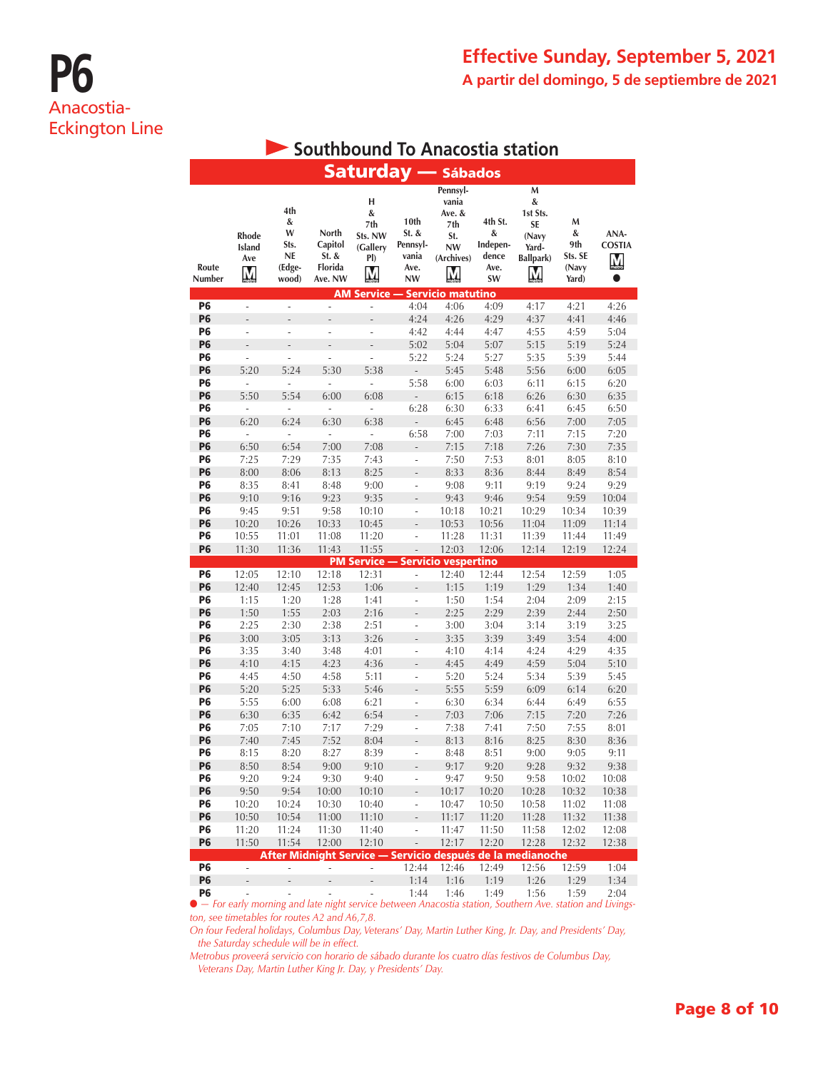# P6

Anacostia-Eckington Line

**Effective Sunday, September 5, 2021**

**A partir del domingo, 5 de septiembre de 2021**

## Southbound To Anacostia station

### Saturday — Sábados

| Route Number | Rhode Island Ave (M) | 4th & W Sts. NE (Edgewood) | North Capitol St. & Florida Ave. NW | H & 7th Sts. NW (Gallery Pl) (M) | 10th St. & Pennsylvania Ave. NW | Pennsylvania Ave. & 7th St. NW (Archives) (M) | 4th St. & Independence Ave. SW | M & 1st Sts. SE (Navy Yard-Ballpark) (M) | M & 9th Sts. SE (Navy Yard) | ANACOSTIA (M) ● |
|---|---|---|---|---|---|---|---|---|---|---|
| **AM Service — Servicio matutino** | | | | | | | | | | |
| P6 | - | - | - | - | 4:04 | 4:06 | 4:09 | 4:17 | 4:21 | 4:26 |
| P6 | - | - | - | - | 4:24 | 4:26 | 4:29 | 4:37 | 4:41 | 4:46 |
| P6 | - | - | - | - | 4:42 | 4:44 | 4:47 | 4:55 | 4:59 | 5:04 |
| P6 | - | - | - | - | 5:02 | 5:04 | 5:07 | 5:15 | 5:19 | 5:24 |
| P6 | - | - | - | - | 5:22 | 5:24 | 5:27 | 5:35 | 5:39 | 5:44 |
| P6 | 5:20 | 5:24 | 5:30 | 5:38 | - | 5:45 | 5:48 | 5:56 | 6:00 | 6:05 |
| P6 | - | - | - | - | 5:58 | 6:00 | 6:03 | 6:11 | 6:15 | 6:20 |
| P6 | 5:50 | 5:54 | 6:00 | 6:08 | - | 6:15 | 6:18 | 6:26 | 6:30 | 6:35 |
| P6 | - | - | - | - | 6:28 | 6:30 | 6:33 | 6:41 | 6:45 | 6:50 |
| P6 | 6:20 | 6:24 | 6:30 | 6:38 | - | 6:45 | 6:48 | 6:56 | 7:00 | 7:05 |
| P6 | - | - | - | - | 6:58 | 7:00 | 7:03 | 7:11 | 7:15 | 7:20 |
| P6 | 6:50 | 6:54 | 7:00 | 7:08 | - | 7:15 | 7:18 | 7:26 | 7:30 | 7:35 |
| P6 | 7:25 | 7:29 | 7:35 | 7:43 | - | 7:50 | 7:53 | 8:01 | 8:05 | 8:10 |
| P6 | 8:00 | 8:06 | 8:13 | 8:25 | - | 8:33 | 8:36 | 8:44 | 8:49 | 8:54 |
| P6 | 8:35 | 8:41 | 8:48 | 9:00 | - | 9:08 | 9:11 | 9:19 | 9:24 | 9:29 |
| P6 | 9:10 | 9:16 | 9:23 | 9:35 | - | 9:43 | 9:46 | 9:54 | 9:59 | 10:04 |
| P6 | 9:45 | 9:51 | 9:58 | 10:10 | - | 10:18 | 10:21 | 10:29 | 10:34 | 10:39 |
| P6 | 10:20 | 10:26 | 10:33 | 10:45 | - | 10:53 | 10:56 | 11:04 | 11:09 | 11:14 |
| P6 | 10:55 | 11:01 | 11:08 | 11:20 | - | 11:28 | 11:31 | 11:39 | 11:44 | 11:49 |
| P6 | 11:30 | 11:36 | 11:43 | 11:55 | - | 12:03 | 12:06 | 12:14 | 12:19 | 12:24 |
| **PM Service — Servicio vespertino** | | | | | | | | | | |
| P6 | 12:05 | 12:10 | 12:18 | 12:31 | - | 12:40 | 12:44 | 12:54 | 12:59 | 1:05 |
| P6 | 12:40 | 12:45 | 12:53 | 1:06 | - | 1:15 | 1:19 | 1:29 | 1:34 | 1:40 |
| P6 | 1:15 | 1:20 | 1:28 | 1:41 | - | 1:50 | 1:54 | 2:04 | 2:09 | 2:15 |
| P6 | 1:50 | 1:55 | 2:03 | 2:16 | - | 2:25 | 2:29 | 2:39 | 2:44 | 2:50 |
| P6 | 2:25 | 2:30 | 2:38 | 2:51 | - | 3:00 | 3:04 | 3:14 | 3:19 | 3:25 |
| P6 | 3:00 | 3:05 | 3:13 | 3:26 | - | 3:35 | 3:39 | 3:49 | 3:54 | 4:00 |
| P6 | 3:35 | 3:40 | 3:48 | 4:01 | - | 4:10 | 4:14 | 4:24 | 4:29 | 4:35 |
| P6 | 4:10 | 4:15 | 4:23 | 4:36 | - | 4:45 | 4:49 | 4:59 | 5:04 | 5:10 |
| P6 | 4:45 | 4:50 | 4:58 | 5:11 | - | 5:20 | 5:24 | 5:34 | 5:39 | 5:45 |
| P6 | 5:20 | 5:25 | 5:33 | 5:46 | - | 5:55 | 5:59 | 6:09 | 6:14 | 6:20 |
| P6 | 5:55 | 6:00 | 6:08 | 6:21 | - | 6:30 | 6:34 | 6:44 | 6:49 | 6:55 |
| P6 | 6:30 | 6:35 | 6:42 | 6:54 | - | 7:03 | 7:06 | 7:15 | 7:20 | 7:26 |
| P6 | 7:05 | 7:10 | 7:17 | 7:29 | - | 7:38 | 7:41 | 7:50 | 7:55 | 8:01 |
| P6 | 7:40 | 7:45 | 7:52 | 8:04 | - | 8:13 | 8:16 | 8:25 | 8:30 | 8:36 |
| P6 | 8:15 | 8:20 | 8:27 | 8:39 | - | 8:48 | 8:51 | 9:00 | 9:05 | 9:11 |
| P6 | 8:50 | 8:54 | 9:00 | 9:10 | - | 9:17 | 9:20 | 9:28 | 9:32 | 9:38 |
| P6 | 9:20 | 9:24 | 9:30 | 9:40 | - | 9:47 | 9:50 | 9:58 | 10:02 | 10:08 |
| P6 | 9:50 | 9:54 | 10:00 | 10:10 | - | 10:17 | 10:20 | 10:28 | 10:32 | 10:38 |
| P6 | 10:20 | 10:24 | 10:30 | 10:40 | - | 10:47 | 10:50 | 10:58 | 11:02 | 11:08 |
| P6 | 10:50 | 10:54 | 11:00 | 11:10 | - | 11:17 | 11:20 | 11:28 | 11:32 | 11:38 |
| P6 | 11:20 | 11:24 | 11:30 | 11:40 | - | 11:47 | 11:50 | 11:58 | 12:02 | 12:08 |
| P6 | 11:50 | 11:54 | 12:00 | 12:10 | - | 12:17 | 12:20 | 12:28 | 12:32 | 12:38 |
| **After Midnight Service — Servicio después de la medianoche** | | | | | | | | | | |
| P6 | - | - | - | - | 12:44 | 12:46 | 12:49 | 12:56 | 12:59 | 1:04 |
| P6 | - | - | - | - | 1:14 | 1:16 | 1:19 | 1:26 | 1:29 | 1:34 |
| P6 | - | - | - | - | 1:44 | 1:46 | 1:49 | 1:56 | 1:59 | 2:04 |

*● — For early morning and late night service between Anacostia station, Southern Ave. station and Livingston, see timetables for routes A2 and A6,7,8.*

*On four Federal holidays, Columbus Day, Veterans' Day, Martin Luther King, Jr. Day, and Presidents' Day, the Saturday schedule will be in effect.*

*Metrobus proveerá servicio con horario de sábado durante los cuatro días festivos de Columbus Day, Veterans Day, Martin Luther King Jr. Day, y Presidents' Day.*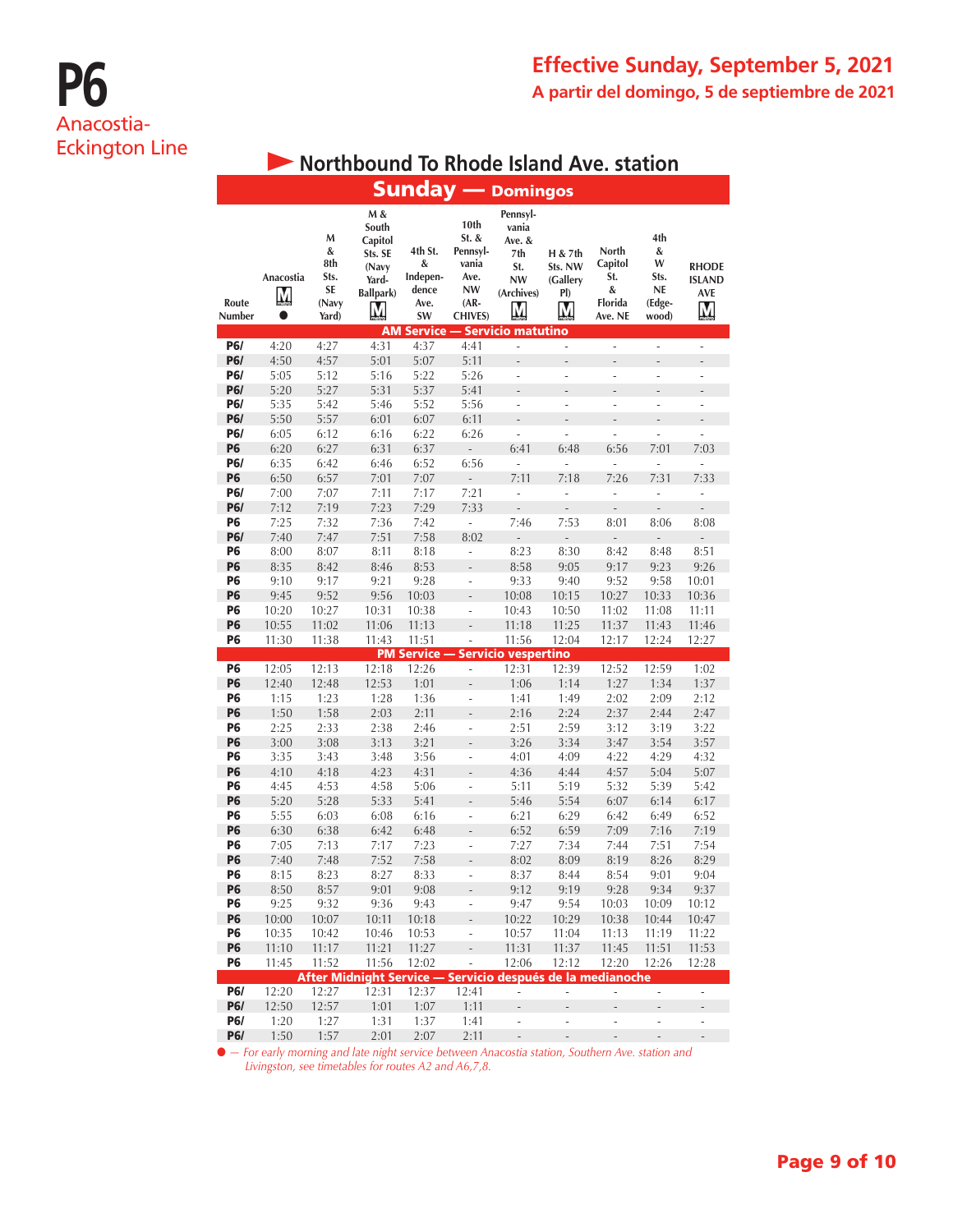# P6

Anacostia-Eckington Line

## Effective Sunday, September 5, 2021

A partir del domingo, 5 de septiembre de 2021

### Northbound To Rhode Island Ave. station

### Sunday — Domingos

| Route Number | Anacostia M ● | M & 8th Sts. SE (Navy Yard) | M & South Capitol Sts. SE (Navy Yard-Ballpark) M | 4th St. & Independence Ave. SW | 10th St. & Pennsylvania Ave. NW (ARCHIVES) | Pennsylvania Ave. & 7th St. NW (Archives) M | H & 7th Sts. NW (Gallery Pl) M | North Capitol St. & Florida Ave. NE | 4th & W Sts. NE (Edgewood) | RHODE ISLAND AVE M |
|---|---|---|---|---|---|---|---|---|---|---|
| **AM Service — Servicio matutino** | | | | | | | | | | |
| P6/ | 4:20 | 4:27 | 4:31 | 4:37 | 4:41 | - | - | - | - | - |
| P6/ | 4:50 | 4:57 | 5:01 | 5:07 | 5:11 | - | - | - | - | - |
| P6/ | 5:05 | 5:12 | 5:16 | 5:22 | 5:26 | - | - | - | - | - |
| P6/ | 5:20 | 5:27 | 5:31 | 5:37 | 5:41 | - | - | - | - | - |
| P6/ | 5:35 | 5:42 | 5:46 | 5:52 | 5:56 | - | - | - | - | - |
| P6/ | 5:50 | 5:57 | 6:01 | 6:07 | 6:11 | - | - | - | - | - |
| P6/ | 6:05 | 6:12 | 6:16 | 6:22 | 6:26 | - | - | - | - | - |
| P6 | 6:20 | 6:27 | 6:31 | 6:37 | - | 6:41 | 6:48 | 6:56 | 7:01 | 7:03 |
| P6/ | 6:35 | 6:42 | 6:46 | 6:52 | 6:56 | - | - | - | - | - |
| P6 | 6:50 | 6:57 | 7:01 | 7:07 | - | 7:11 | 7:18 | 7:26 | 7:31 | 7:33 |
| P6/ | 7:00 | 7:07 | 7:11 | 7:17 | 7:21 | - | - | - | - | - |
| P6/ | 7:12 | 7:19 | 7:23 | 7:29 | 7:33 | - | - | - | - | - |
| P6 | 7:25 | 7:32 | 7:36 | 7:42 | - | 7:46 | 7:53 | 8:01 | 8:06 | 8:08 |
| P6/ | 7:40 | 7:47 | 7:51 | 7:58 | 8:02 | - | - | - | - | - |
| P6 | 8:00 | 8:07 | 8:11 | 8:18 | - | 8:23 | 8:30 | 8:42 | 8:48 | 8:51 |
| P6 | 8:35 | 8:42 | 8:46 | 8:53 | - | 8:58 | 9:05 | 9:17 | 9:23 | 9:26 |
| P6 | 9:10 | 9:17 | 9:21 | 9:28 | - | 9:33 | 9:40 | 9:52 | 9:58 | 10:01 |
| P6 | 9:45 | 9:52 | 9:56 | 10:03 | - | 10:08 | 10:15 | 10:27 | 10:33 | 10:36 |
| P6 | 10:20 | 10:27 | 10:31 | 10:38 | - | 10:43 | 10:50 | 11:02 | 11:08 | 11:11 |
| P6 | 10:55 | 11:02 | 11:06 | 11:13 | - | 11:18 | 11:25 | 11:37 | 11:43 | 11:46 |
| P6 | 11:30 | 11:38 | 11:43 | 11:51 | - | 11:56 | 12:04 | 12:17 | 12:24 | 12:27 |
| **PM Service — Servicio vespertino** | | | | | | | | | | |
| P6 | 12:05 | 12:13 | 12:18 | 12:26 | - | 12:31 | 12:39 | 12:52 | 12:59 | 1:02 |
| P6 | 12:40 | 12:48 | 12:53 | 1:01 | - | 1:06 | 1:14 | 1:27 | 1:34 | 1:37 |
| P6 | 1:15 | 1:23 | 1:28 | 1:36 | - | 1:41 | 1:49 | 2:02 | 2:09 | 2:12 |
| P6 | 1:50 | 1:58 | 2:03 | 2:11 | - | 2:16 | 2:24 | 2:37 | 2:44 | 2:47 |
| P6 | 2:25 | 2:33 | 2:38 | 2:46 | - | 2:51 | 2:59 | 3:12 | 3:19 | 3:22 |
| P6 | 3:00 | 3:08 | 3:13 | 3:21 | - | 3:26 | 3:34 | 3:47 | 3:54 | 3:57 |
| P6 | 3:35 | 3:43 | 3:48 | 3:56 | - | 4:01 | 4:09 | 4:22 | 4:29 | 4:32 |
| P6 | 4:10 | 4:18 | 4:23 | 4:31 | - | 4:36 | 4:44 | 4:57 | 5:04 | 5:07 |
| P6 | 4:45 | 4:53 | 4:58 | 5:06 | - | 5:11 | 5:19 | 5:32 | 5:39 | 5:42 |
| P6 | 5:20 | 5:28 | 5:33 | 5:41 | - | 5:46 | 5:54 | 6:07 | 6:14 | 6:17 |
| P6 | 5:55 | 6:03 | 6:08 | 6:16 | - | 6:21 | 6:29 | 6:42 | 6:49 | 6:52 |
| P6 | 6:30 | 6:38 | 6:42 | 6:48 | - | 6:52 | 6:59 | 7:09 | 7:16 | 7:19 |
| P6 | 7:05 | 7:13 | 7:17 | 7:23 | - | 7:27 | 7:34 | 7:44 | 7:51 | 7:54 |
| P6 | 7:40 | 7:48 | 7:52 | 7:58 | - | 8:02 | 8:09 | 8:19 | 8:26 | 8:29 |
| P6 | 8:15 | 8:23 | 8:27 | 8:33 | - | 8:37 | 8:44 | 8:54 | 9:01 | 9:04 |
| P6 | 8:50 | 8:57 | 9:01 | 9:08 | - | 9:12 | 9:19 | 9:28 | 9:34 | 9:37 |
| P6 | 9:25 | 9:32 | 9:36 | 9:43 | - | 9:47 | 9:54 | 10:03 | 10:09 | 10:12 |
| P6 | 10:00 | 10:07 | 10:11 | 10:18 | - | 10:22 | 10:29 | 10:38 | 10:44 | 10:47 |
| P6 | 10:35 | 10:42 | 10:46 | 10:53 | - | 10:57 | 11:04 | 11:13 | 11:19 | 11:22 |
| P6 | 11:10 | 11:17 | 11:21 | 11:27 | - | 11:31 | 11:37 | 11:45 | 11:51 | 11:53 |
| P6 | 11:45 | 11:52 | 11:56 | 12:02 | - | 12:06 | 12:12 | 12:20 | 12:26 | 12:28 |
| **After Midnight Service — Servicio después de la medianoche** | | | | | | | | | | |
| P6/ | 12:20 | 12:27 | 12:31 | 12:37 | 12:41 | - | - | - | - | - |
| P6/ | 12:50 | 12:57 | 1:01 | 1:07 | 1:11 | - | - | - | - | - |
| P6/ | 1:20 | 1:27 | 1:31 | 1:37 | 1:41 | - | - | - | - | - |
| P6/ | 1:50 | 1:57 | 2:01 | 2:07 | 2:11 | - | - | - | - | - |

● — *For early morning and late night service between Anacostia station, Southern Ave. station and Livingston, see timetables for routes A2 and A6,7,8.*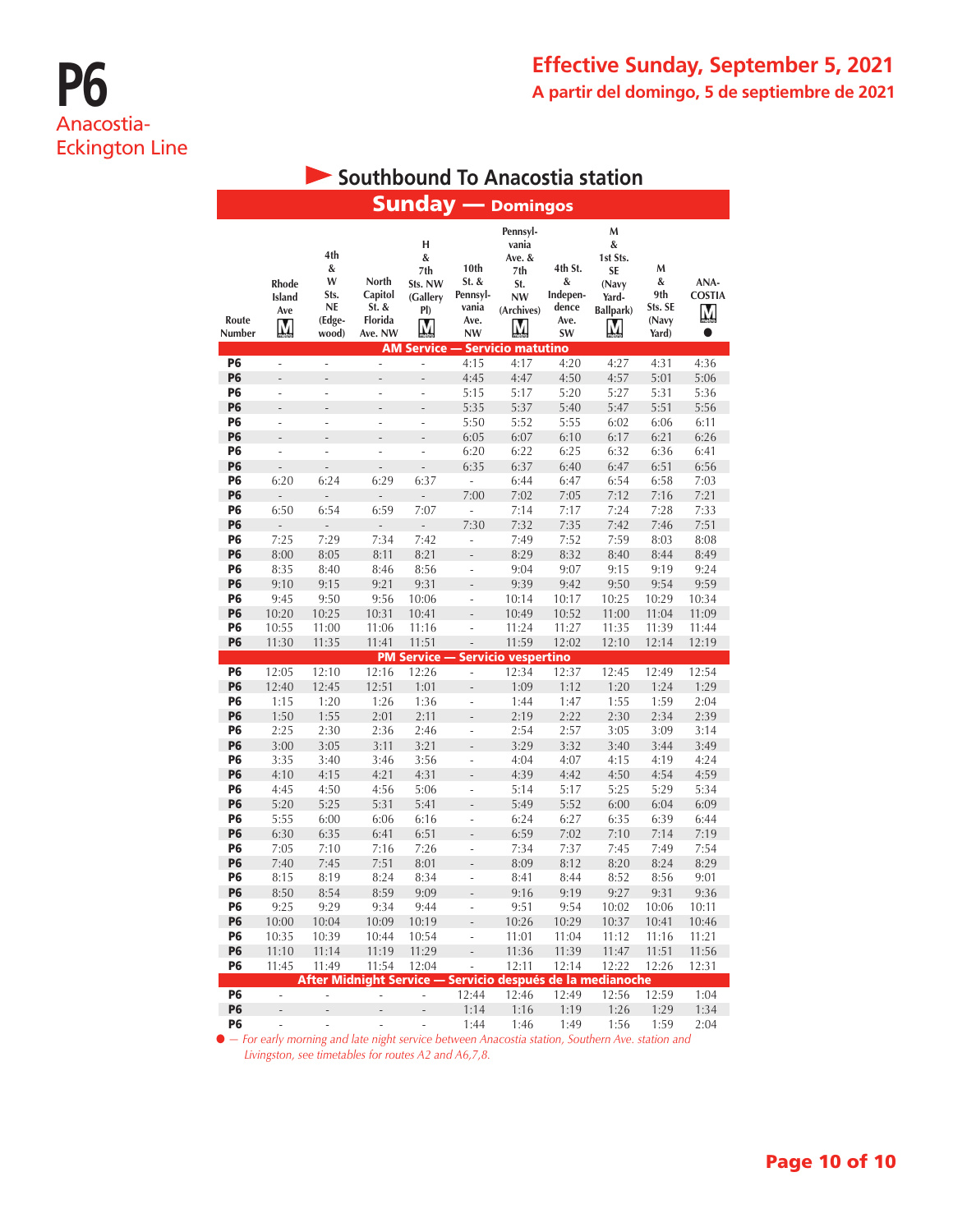# P6
Anacostia-Eckington Line

**Effective Sunday, September 5, 2021**
**A partir del domingo, 5 de septiembre de 2021**

## Southbound To Anacostia station

### Sunday — Domingos

| Route Number | Rhode Island Ave M | 4th & W Sts. NE (Edgewood) | North Capitol St. & Florida Ave. NW | H & 7th Sts. NW (Gallery Pl) M | 10th St. & Pennsylvania Ave. NW | Pennsylvania Ave. & 7th St. NW (Archives) M | 4th St. & Independence Ave. SW | M & 1st Sts. SE (Navy Yard-Ballpark) M | M & 9th Sts. SE (Navy Yard) | ANACOSTIA M ● |
|---|---|---|---|---|---|---|---|---|---|---|
| **AM Service — Servicio matutino** | | | | | | | | | | |
| P6 | - | - | - | - | 4:15 | 4:17 | 4:20 | 4:27 | 4:31 | 4:36 |
| P6 | - | - | - | - | 4:45 | 4:47 | 4:50 | 4:57 | 5:01 | 5:06 |
| P6 | - | - | - | - | 5:15 | 5:17 | 5:20 | 5:27 | 5:31 | 5:36 |
| P6 | - | - | - | - | 5:35 | 5:37 | 5:40 | 5:47 | 5:51 | 5:56 |
| P6 | - | - | - | - | 5:50 | 5:52 | 5:55 | 6:02 | 6:06 | 6:11 |
| P6 | - | - | - | - | 6:05 | 6:07 | 6:10 | 6:17 | 6:21 | 6:26 |
| P6 | - | - | - | - | 6:20 | 6:22 | 6:25 | 6:32 | 6:36 | 6:41 |
| P6 | - | - | - | - | 6:35 | 6:37 | 6:40 | 6:47 | 6:51 | 6:56 |
| P6 | 6:20 | 6:24 | 6:29 | 6:37 | - | 6:44 | 6:47 | 6:54 | 6:58 | 7:03 |
| P6 | - | - | - | - | 7:00 | 7:02 | 7:05 | 7:12 | 7:16 | 7:21 |
| P6 | 6:50 | 6:54 | 6:59 | 7:07 | - | 7:14 | 7:17 | 7:24 | 7:28 | 7:33 |
| P6 | - | - | - | - | 7:30 | 7:32 | 7:35 | 7:42 | 7:46 | 7:51 |
| P6 | 7:25 | 7:29 | 7:34 | 7:42 | - | 7:49 | 7:52 | 7:59 | 8:03 | 8:08 |
| P6 | 8:00 | 8:05 | 8:11 | 8:21 | - | 8:29 | 8:32 | 8:40 | 8:44 | 8:49 |
| P6 | 8:35 | 8:40 | 8:46 | 8:56 | - | 9:04 | 9:07 | 9:15 | 9:19 | 9:24 |
| P6 | 9:10 | 9:15 | 9:21 | 9:31 | - | 9:39 | 9:42 | 9:50 | 9:54 | 9:59 |
| P6 | 9:45 | 9:50 | 9:56 | 10:06 | - | 10:14 | 10:17 | 10:25 | 10:29 | 10:34 |
| P6 | 10:20 | 10:25 | 10:31 | 10:41 | - | 10:49 | 10:52 | 11:00 | 11:04 | 11:09 |
| P6 | 10:55 | 11:00 | 11:06 | 11:16 | - | 11:24 | 11:27 | 11:35 | 11:39 | 11:44 |
| P6 | 11:30 | 11:35 | 11:41 | 11:51 | - | 11:59 | 12:02 | 12:10 | 12:14 | 12:19 |
| **PM Service — Servicio vespertino** | | | | | | | | | | |
| P6 | 12:05 | 12:10 | 12:16 | 12:26 | - | 12:34 | 12:37 | 12:45 | 12:49 | 12:54 |
| P6 | 12:40 | 12:45 | 12:51 | 1:01 | - | 1:09 | 1:12 | 1:20 | 1:24 | 1:29 |
| P6 | 1:15 | 1:20 | 1:26 | 1:36 | - | 1:44 | 1:47 | 1:55 | 1:59 | 2:04 |
| P6 | 1:50 | 1:55 | 2:01 | 2:11 | - | 2:19 | 2:22 | 2:30 | 2:34 | 2:39 |
| P6 | 2:25 | 2:30 | 2:36 | 2:46 | - | 2:54 | 2:57 | 3:05 | 3:09 | 3:14 |
| P6 | 3:00 | 3:05 | 3:11 | 3:21 | - | 3:29 | 3:32 | 3:40 | 3:44 | 3:49 |
| P6 | 3:35 | 3:40 | 3:46 | 3:56 | - | 4:04 | 4:07 | 4:15 | 4:19 | 4:24 |
| P6 | 4:10 | 4:15 | 4:21 | 4:31 | - | 4:39 | 4:42 | 4:50 | 4:54 | 4:59 |
| P6 | 4:45 | 4:50 | 4:56 | 5:06 | - | 5:14 | 5:17 | 5:25 | 5:29 | 5:34 |
| P6 | 5:20 | 5:25 | 5:31 | 5:41 | - | 5:49 | 5:52 | 6:00 | 6:04 | 6:09 |
| P6 | 5:55 | 6:00 | 6:06 | 6:16 | - | 6:24 | 6:27 | 6:35 | 6:39 | 6:44 |
| P6 | 6:30 | 6:35 | 6:41 | 6:51 | - | 6:59 | 7:02 | 7:10 | 7:14 | 7:19 |
| P6 | 7:05 | 7:10 | 7:16 | 7:26 | - | 7:34 | 7:37 | 7:45 | 7:49 | 7:54 |
| P6 | 7:40 | 7:45 | 7:51 | 8:01 | - | 8:09 | 8:12 | 8:20 | 8:24 | 8:29 |
| P6 | 8:15 | 8:19 | 8:24 | 8:34 | - | 8:41 | 8:44 | 8:52 | 8:56 | 9:01 |
| P6 | 8:50 | 8:54 | 8:59 | 9:09 | - | 9:16 | 9:19 | 9:27 | 9:31 | 9:36 |
| P6 | 9:25 | 9:29 | 9:34 | 9:44 | - | 9:51 | 9:54 | 10:02 | 10:06 | 10:11 |
| P6 | 10:00 | 10:04 | 10:09 | 10:19 | - | 10:26 | 10:29 | 10:37 | 10:41 | 10:46 |
| P6 | 10:35 | 10:39 | 10:44 | 10:54 | - | 11:01 | 11:04 | 11:12 | 11:16 | 11:21 |
| P6 | 11:10 | 11:14 | 11:19 | 11:29 | - | 11:36 | 11:39 | 11:47 | 11:51 | 11:56 |
| P6 | 11:45 | 11:49 | 11:54 | 12:04 | - | 12:11 | 12:14 | 12:22 | 12:26 | 12:31 |
| **After Midnight Service — Servicio después de la medianoche** | | | | | | | | | | |
| P6 | - | - | - | - | 12:44 | 12:46 | 12:49 | 12:56 | 12:59 | 1:04 |
| P6 | - | - | - | - | 1:14 | 1:16 | 1:19 | 1:26 | 1:29 | 1:34 |
| P6 | - | - | - | - | 1:44 | 1:46 | 1:49 | 1:56 | 1:59 | 2:04 |

● — *For early morning and late night service between Anacostia station, Southern Ave. station and Livingston, see timetables for routes A2 and A6,7,8.*